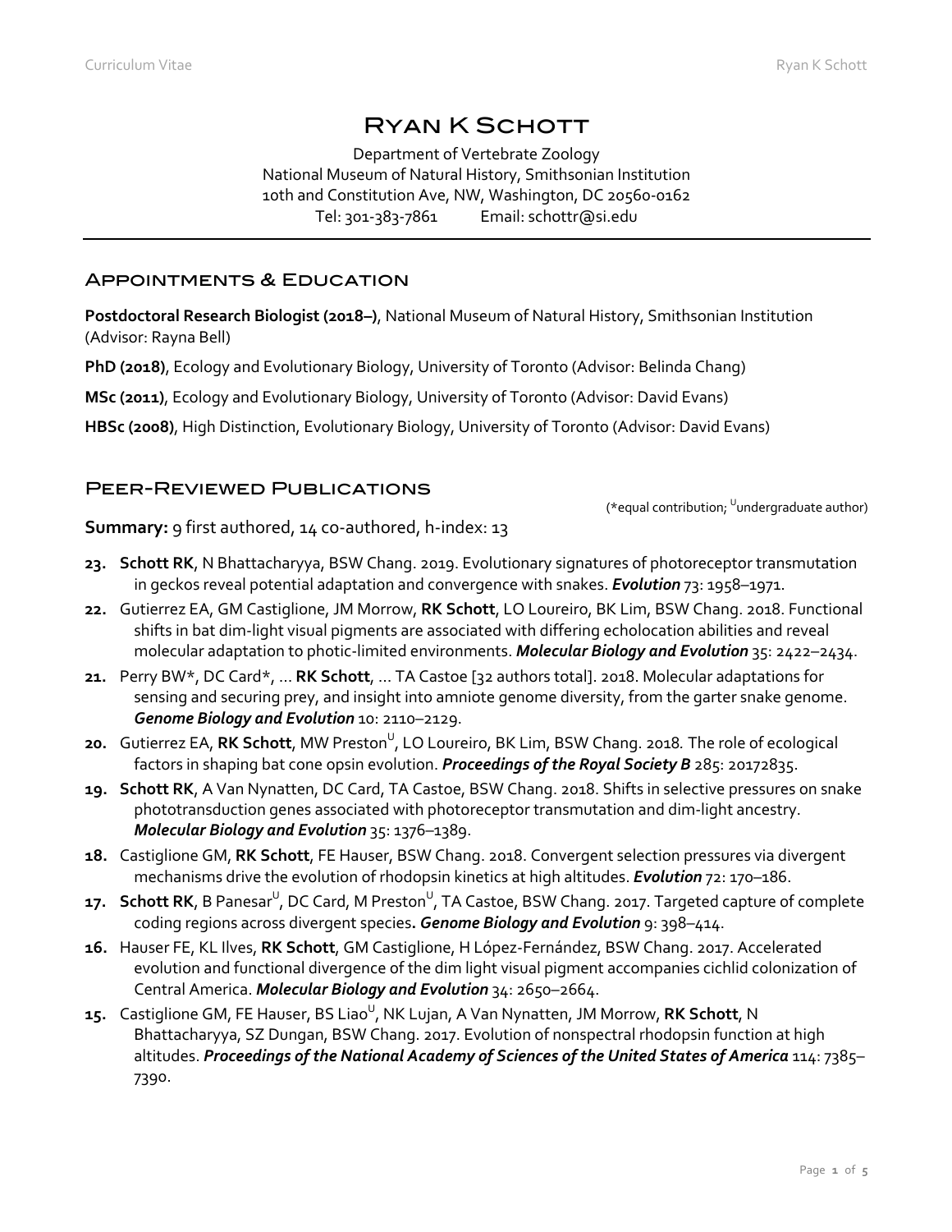# Ryan K Schott

Department of Vertebrate Zoology
National Museum of Natural History, Smithsonian Institution
10th and Constitution Ave, NW, Washington, DC 20560-0162
Tel: 301-383-7861 Email: schottr@si.edu

## Appointments & Education

**Postdoctoral Research Biologist (2018–)**, National Museum of Natural History, Smithsonian Institution (Advisor: Rayna Bell)

**PhD (2018)**, Ecology and Evolutionary Biology, University of Toronto (Advisor: Belinda Chang)

**MSc (2011)**, Ecology and Evolutionary Biology, University of Toronto (Advisor: David Evans)

**HBSc (2008)**, High Distinction, Evolutionary Biology, University of Toronto (Advisor: David Evans)

## Peer-Reviewed Publications

(*equal contribution; [U]undergraduate author)

**Summary:** 9 first authored, 14 co-authored, h-index: 13

23. **Schott RK**, N Bhattacharyya, BSW Chang. 2019. Evolutionary signatures of photoreceptor transmutation in geckos reveal potential adaptation and convergence with snakes. ***Evolution*** 73: 1958–1971.
22. Gutierrez EA, GM Castiglione, JM Morrow, **RK Schott**, LO Loureiro, BK Lim, BSW Chang. 2018. Functional shifts in bat dim-light visual pigments are associated with differing echolocation abilities and reveal molecular adaptation to photic-limited environments. ***Molecular Biology and Evolution*** 35: 2422–2434.
21. Perry BW*, DC Card*, … **RK Schott**, … TA Castoe [32 authors total]. 2018. Molecular adaptations for sensing and securing prey, and insight into amniote genome diversity, from the garter snake genome. ***Genome Biology and Evolution*** 10: 2110–2129.
20. Gutierrez EA, **RK Schott**, MW Preston[U], LO Loureiro, BK Lim, BSW Chang. 2018. The role of ecological factors in shaping bat cone opsin evolution. ***Proceedings of the Royal Society B*** 285: 20172835.
19. **Schott RK**, A Van Nynatten, DC Card, TA Castoe, BSW Chang. 2018. Shifts in selective pressures on snake phototransduction genes associated with photoreceptor transmutation and dim-light ancestry. ***Molecular Biology and Evolution*** 35: 1376–1389.
18. Castiglione GM, **RK Schott**, FE Hauser, BSW Chang. 2018. Convergent selection pressures via divergent mechanisms drive the evolution of rhodopsin kinetics at high altitudes. ***Evolution*** 72: 170–186.
17. **Schott RK**, B Panesar[U], DC Card, M Preston[U], TA Castoe, BSW Chang. 2017. Targeted capture of complete coding regions across divergent species**.** ***Genome Biology and Evolution*** 9: 398–414.
16. Hauser FE, KL Ilves, **RK Schott**, GM Castiglione, H López-Fernández, BSW Chang. 2017. Accelerated evolution and functional divergence of the dim light visual pigment accompanies cichlid colonization of Central America. ***Molecular Biology and Evolution*** 34: 2650–2664.
15. Castiglione GM, FE Hauser, BS Liao[U], NK Lujan, A Van Nynatten, JM Morrow, **RK Schott**, N Bhattacharyya, SZ Dungan, BSW Chang. 2017. Evolution of nonspectral rhodopsin function at high altitudes. ***Proceedings of the National Academy of Sciences of the United States of America*** 114: 7385–7390.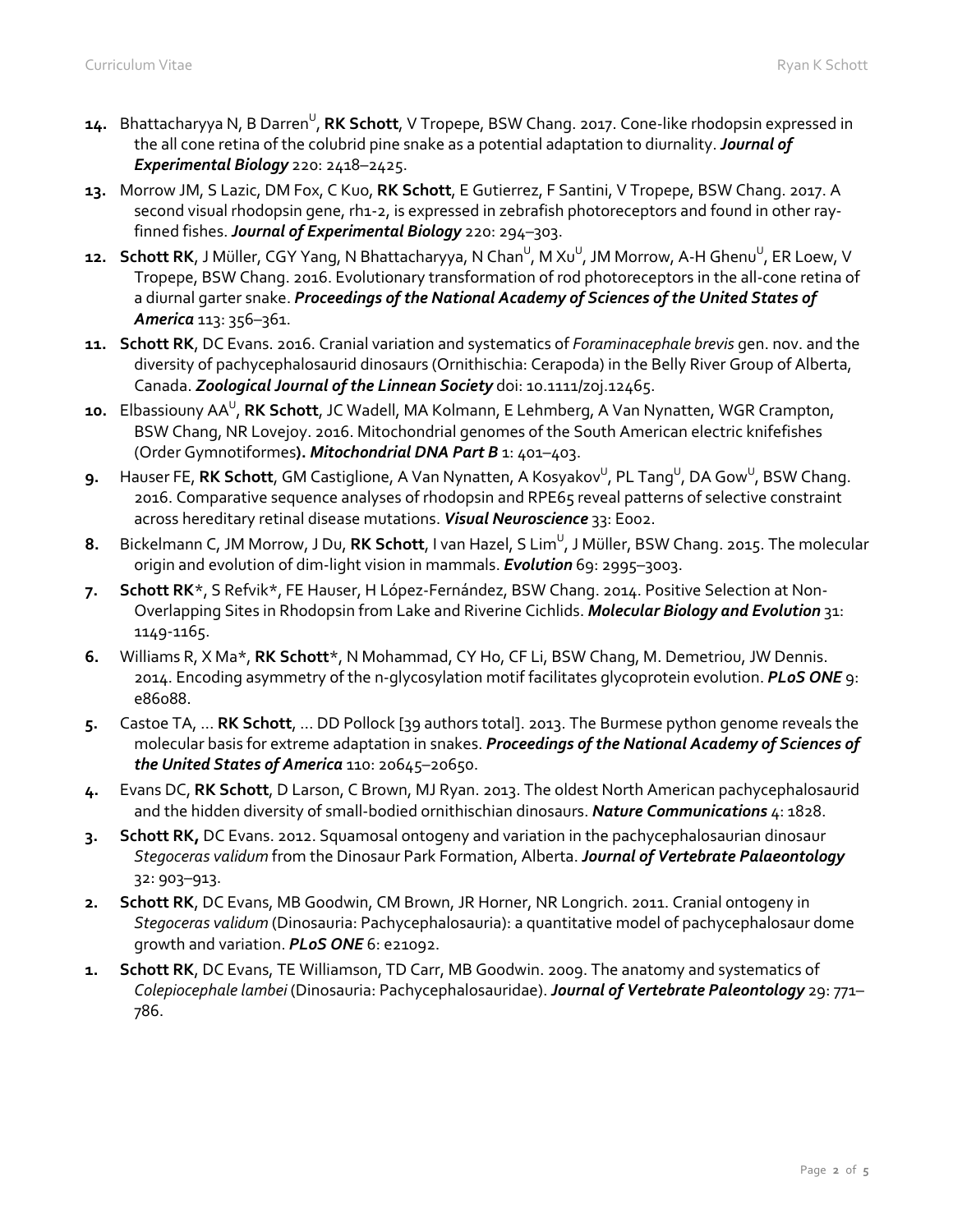14. Bhattacharyya N, B Darren[U], **RK Schott**, V Tropepe, BSW Chang. 2017. Cone-like rhodopsin expressed in the all cone retina of the colubrid pine snake as a potential adaptation to diurnality. ***Journal of Experimental Biology*** 220: 2418–2425.

13. Morrow JM, S Lazic, DM Fox, C Kuo, **RK Schott**, E Gutierrez, F Santini, V Tropepe, BSW Chang. 2017. A second visual rhodopsin gene, rh1-2, is expressed in zebrafish photoreceptors and found in other ray-finned fishes. ***Journal of Experimental Biology*** 220: 294–303.

12. **Schott RK**, J Müller, CGY Yang, N Bhattacharyya, N Chan[U], M Xu[U], JM Morrow, A-H Ghenu[U], ER Loew, V Tropepe, BSW Chang. 2016. Evolutionary transformation of rod photoreceptors in the all-cone retina of a diurnal garter snake. ***Proceedings of the National Academy of Sciences of the United States of America*** 113: 356–361.

11. **Schott RK**, DC Evans. 2016. Cranial variation and systematics of *Foraminacephale brevis* gen. nov. and the diversity of pachycephalosaurid dinosaurs (Ornithischia: Cerapoda) in the Belly River Group of Alberta, Canada. ***Zoological Journal of the Linnean Society*** doi: 10.1111/zoj.12465.

10. Elbassiouny AA[U], **RK Schott**, JC Wadell, MA Kolmann, E Lehmberg, A Van Nynatten, WGR Crampton, BSW Chang, NR Lovejoy. 2016. Mitochondrial genomes of the South American electric knifefishes (Order Gymnotiformes**)**. ***Mitochondrial DNA Part B*** 1: 401–403.

9. Hauser FE, **RK Schott**, GM Castiglione, A Van Nynatten, A Kosyakov[U], PL Tang[U], DA Gow[U], BSW Chang. 2016. Comparative sequence analyses of rhodopsin and RPE65 reveal patterns of selective constraint across hereditary retinal disease mutations. ***Visual Neuroscience*** 33: E002.

8. Bickelmann C, JM Morrow, J Du, **RK Schott**, I van Hazel, S Lim[U], J Müller, BSW Chang. 2015. The molecular origin and evolution of dim-light vision in mammals. ***Evolution*** 69: 2995–3003.

7. **Schott RK**\*, S Refvik\*, FE Hauser, H López-Fernández, BSW Chang. 2014. Positive Selection at Non-Overlapping Sites in Rhodopsin from Lake and Riverine Cichlids. ***Molecular Biology and Evolution*** 31: 1149-1165.

6. Williams R, X Ma\*, **RK Schott**\*, N Mohammad, CY Ho, CF Li, BSW Chang, M. Demetriou, JW Dennis. 2014. Encoding asymmetry of the n-glycosylation motif facilitates glycoprotein evolution. ***PLoS ONE*** 9: e86088.

5. Castoe TA, … **RK Schott**, … DD Pollock [39 authors total]. 2013. The Burmese python genome reveals the molecular basis for extreme adaptation in snakes. ***Proceedings of the National Academy of Sciences of the United States of America*** 110: 20645–20650.

4. Evans DC, **RK Schott**, D Larson, C Brown, MJ Ryan. 2013. The oldest North American pachycephalosaurid and the hidden diversity of small-bodied ornithischian dinosaurs. ***Nature Communications*** 4: 1828.

3. **Schott RK,** DC Evans. 2012. Squamosal ontogeny and variation in the pachycephalosaurian dinosaur *Stegoceras validum* from the Dinosaur Park Formation, Alberta. ***Journal of Vertebrate Palaeontology*** 32: 903–913.

2. **Schott RK**, DC Evans, MB Goodwin, CM Brown, JR Horner, NR Longrich. 2011. Cranial ontogeny in *Stegoceras validum* (Dinosauria: Pachycephalosauria): a quantitative model of pachycephalosaur dome growth and variation. ***PLoS ONE*** 6: e21092.

1. **Schott RK**, DC Evans, TE Williamson, TD Carr, MB Goodwin. 2009. The anatomy and systematics of *Colepiocephale lambei* (Dinosauria: Pachycephalosauridae). ***Journal of Vertebrate Paleontology*** 29: 771–786.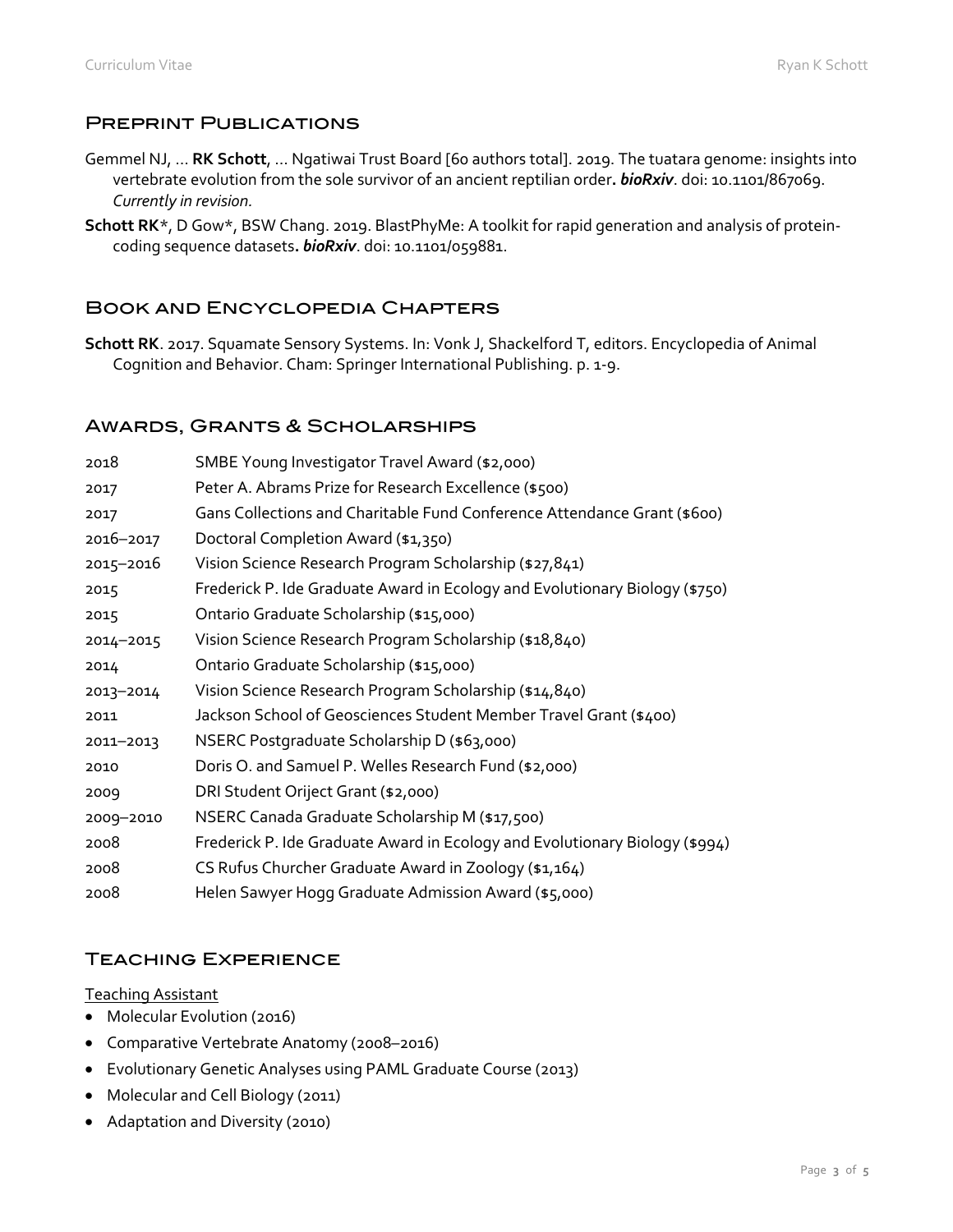## Preprint Publications

Gemmel NJ, … **RK Schott**, … Ngatiwai Trust Board [60 authors total]. 2019. The tuatara genome: insights into vertebrate evolution from the sole survivor of an ancient reptilian order**.** ***bioRxiv***. doi: 10.1101/867069. *Currently in revision.*

**Schott RK**\*, D Gow\*, BSW Chang. 2019. BlastPhyMe: A toolkit for rapid generation and analysis of protein-coding sequence datasets**.** ***bioRxiv***. doi: 10.1101/059881.

## Book and Encyclopedia Chapters

**Schott RK**. 2017. Squamate Sensory Systems. In: Vonk J, Shackelford T, editors. Encyclopedia of Animal Cognition and Behavior. Cham: Springer International Publishing. p. 1-9.

## Awards, Grants & Scholarships

| | |
|---|---|
| 2018 | SMBE Young Investigator Travel Award ($2,000) |
| 2017 | Peter A. Abrams Prize for Research Excellence ($500) |
| 2017 | Gans Collections and Charitable Fund Conference Attendance Grant ($600) |
| 2016–2017 | Doctoral Completion Award ($1,350) |
| 2015–2016 | Vision Science Research Program Scholarship ($27,841) |
| 2015 | Frederick P. Ide Graduate Award in Ecology and Evolutionary Biology ($750) |
| 2015 | Ontario Graduate Scholarship ($15,000) |
| 2014–2015 | Vision Science Research Program Scholarship ($18,840) |
| 2014 | Ontario Graduate Scholarship ($15,000) |
| 2013–2014 | Vision Science Research Program Scholarship ($14,840) |
| 2011 | Jackson School of Geosciences Student Member Travel Grant ($400) |
| 2011–2013 | NSERC Postgraduate Scholarship D ($63,000) |
| 2010 | Doris O. and Samuel P. Welles Research Fund ($2,000) |
| 2009 | DRI Student Oriject Grant ($2,000) |
| 2009–2010 | NSERC Canada Graduate Scholarship M ($17,500) |
| 2008 | Frederick P. Ide Graduate Award in Ecology and Evolutionary Biology ($994) |
| 2008 | CS Rufus Churcher Graduate Award in Zoology ($1,164) |
| 2008 | Helen Sawyer Hogg Graduate Admission Award ($5,000) |

## Teaching Experience

<u>Teaching Assistant</u>

- Molecular Evolution (2016)
- Comparative Vertebrate Anatomy (2008–2016)
- Evolutionary Genetic Analyses using PAML Graduate Course (2013)
- Molecular and Cell Biology (2011)
- Adaptation and Diversity (2010)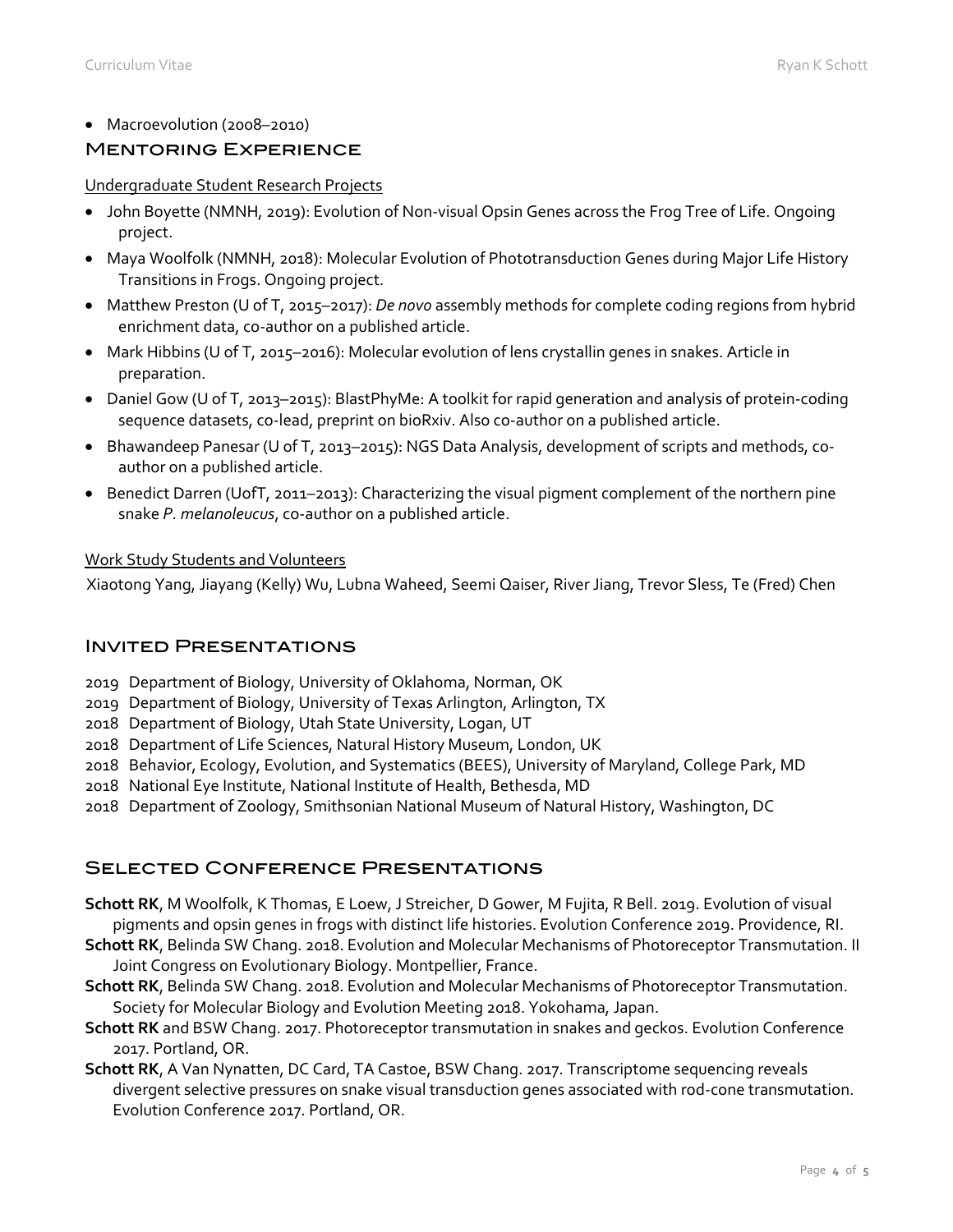- Macroevolution (2008–2010)

## Mentoring Experience

Undergraduate Student Research Projects

- John Boyette (NMNH, 2019): Evolution of Non-visual Opsin Genes across the Frog Tree of Life. Ongoing project.
- Maya Woolfolk (NMNH, 2018): Molecular Evolution of Phototransduction Genes during Major Life History Transitions in Frogs. Ongoing project.
- Matthew Preston (U of T, 2015–2017): *De novo* assembly methods for complete coding regions from hybrid enrichment data, co-author on a published article.
- Mark Hibbins (U of T, 2015–2016): Molecular evolution of lens crystallin genes in snakes. Article in preparation.
- Daniel Gow (U of T, 2013–2015): BlastPhyMe: A toolkit for rapid generation and analysis of protein-coding sequence datasets, co-lead, preprint on bioRxiv. Also co-author on a published article.
- Bhawandeep Panesar (U of T, 2013–2015): NGS Data Analysis, development of scripts and methods, co-author on a published article.
- Benedict Darren (UofT, 2011–2013): Characterizing the visual pigment complement of the northern pine snake *P. melanoleucus*, co-author on a published article.

Work Study Students and Volunteers

Xiaotong Yang, Jiayang (Kelly) Wu, Lubna Waheed, Seemi Qaiser, River Jiang, Trevor Sless, Te (Fred) Chen

## Invited Presentations

2019 Department of Biology, University of Oklahoma, Norman, OK
2019 Department of Biology, University of Texas Arlington, Arlington, TX
2018 Department of Biology, Utah State University, Logan, UT
2018 Department of Life Sciences, Natural History Museum, London, UK
2018 Behavior, Ecology, Evolution, and Systematics (BEES), University of Maryland, College Park, MD
2018 National Eye Institute, National Institute of Health, Bethesda, MD
2018 Department of Zoology, Smithsonian National Museum of Natural History, Washington, DC

## Selected Conference Presentations

**Schott RK**, M Woolfolk, K Thomas, E Loew, J Streicher, D Gower, M Fujita, R Bell. 2019. Evolution of visual pigments and opsin genes in frogs with distinct life histories. Evolution Conference 2019. Providence, RI.

**Schott RK**, Belinda SW Chang. 2018. Evolution and Molecular Mechanisms of Photoreceptor Transmutation. II Joint Congress on Evolutionary Biology. Montpellier, France.

**Schott RK**, Belinda SW Chang. 2018. Evolution and Molecular Mechanisms of Photoreceptor Transmutation. Society for Molecular Biology and Evolution Meeting 2018. Yokohama, Japan.

**Schott RK** and BSW Chang. 2017. Photoreceptor transmutation in snakes and geckos. Evolution Conference 2017. Portland, OR.

**Schott RK**, A Van Nynatten, DC Card, TA Castoe, BSW Chang. 2017. Transcriptome sequencing reveals divergent selective pressures on snake visual transduction genes associated with rod-cone transmutation. Evolution Conference 2017. Portland, OR.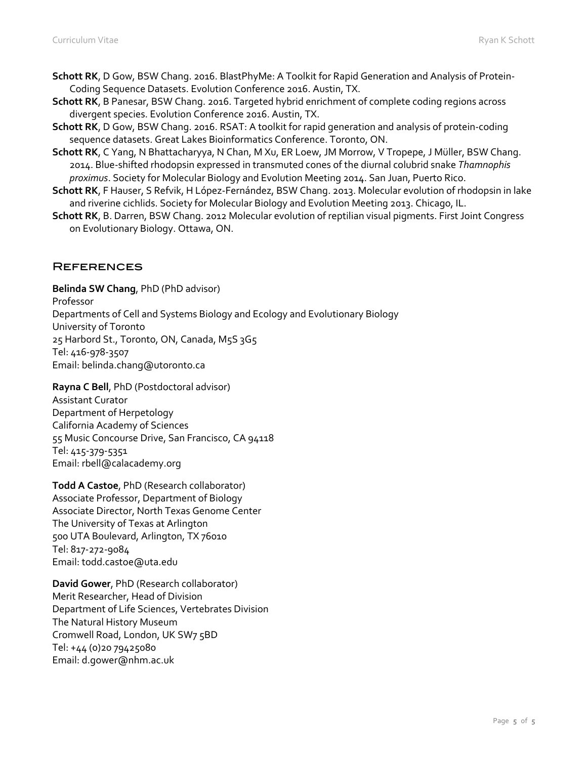**Schott RK**, D Gow, BSW Chang. 2016. BlastPhyMe: A Toolkit for Rapid Generation and Analysis of Protein-Coding Sequence Datasets. Evolution Conference 2016. Austin, TX.

**Schott RK**, B Panesar, BSW Chang. 2016. Targeted hybrid enrichment of complete coding regions across divergent species. Evolution Conference 2016. Austin, TX.

**Schott RK**, D Gow, BSW Chang. 2016. RSAT: A toolkit for rapid generation and analysis of protein-coding sequence datasets. Great Lakes Bioinformatics Conference. Toronto, ON.

**Schott RK**, C Yang, N Bhattacharyya, N Chan, M Xu, ER Loew, JM Morrow, V Tropepe, J Müller, BSW Chang. 2014. Blue-shifted rhodopsin expressed in transmuted cones of the diurnal colubrid snake *Thamnophis proximus*. Society for Molecular Biology and Evolution Meeting 2014. San Juan, Puerto Rico.

**Schott RK**, F Hauser, S Refvik, H López-Fernández, BSW Chang. 2013. Molecular evolution of rhodopsin in lake and riverine cichlids. Society for Molecular Biology and Evolution Meeting 2013. Chicago, IL.

**Schott RK**, B. Darren, BSW Chang. 2012 Molecular evolution of reptilian visual pigments. First Joint Congress on Evolutionary Biology. Ottawa, ON.

## References

**Belinda SW Chang**, PhD (PhD advisor)
Professor
Departments of Cell and Systems Biology and Ecology and Evolutionary Biology
University of Toronto
25 Harbord St., Toronto, ON, Canada, M5S 3G5
Tel: 416-978-3507
Email: belinda.chang@utoronto.ca

**Rayna C Bell**, PhD (Postdoctoral advisor)
Assistant Curator
Department of Herpetology
California Academy of Sciences
55 Music Concourse Drive, San Francisco, CA 94118
Tel: 415-379-5351
Email: rbell@calacademy.org

**Todd A Castoe**, PhD (Research collaborator)
Associate Professor, Department of Biology
Associate Director, North Texas Genome Center
The University of Texas at Arlington
500 UTA Boulevard, Arlington, TX 76010
Tel: 817-272-9084
Email: todd.castoe@uta.edu

**David Gower**, PhD (Research collaborator)
Merit Researcher, Head of Division
Department of Life Sciences, Vertebrates Division
The Natural History Museum
Cromwell Road, London, UK SW7 5BD
Tel: +44 (0)20 79425080
Email: d.gower@nhm.ac.uk